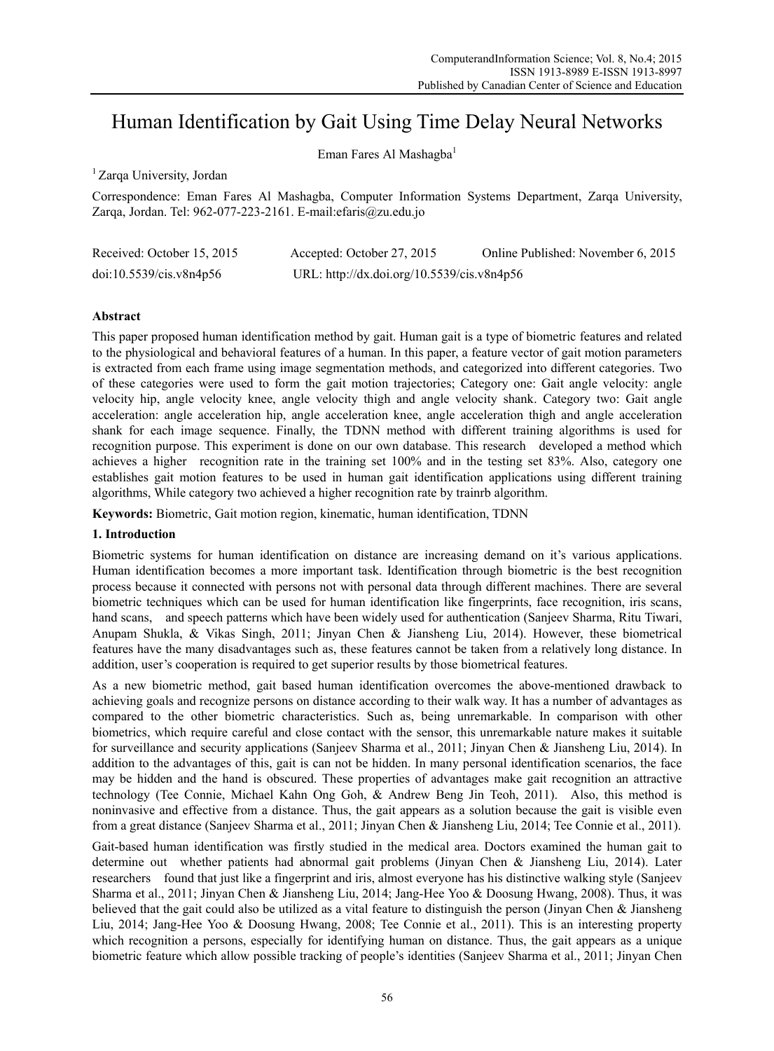# Human Identification by Gait Using Time Delay Neural Networks

Eman Fares Al Mashagba[1]

[1] Zarqa University, Jordan

Correspondence: Eman Fares Al Mashagba, Computer Information Systems Department, Zarqa University, Zarqa, Jordan. Tel: 962-077-223-2161. E-mail:efaris@zu.edu.jo

Received: October 15, 2015 Accepted: October 27, 2015 Online Published: November 6, 2015

doi:10.5539/cis.v8n4p56 URL: http://dx.doi.org/10.5539/cis.v8n4p56

## Abstract

This paper proposed human identification method by gait. Human gait is a type of biometric features and related to the physiological and behavioral features of a human. In this paper, a feature vector of gait motion parameters is extracted from each frame using image segmentation methods, and categorized into different categories. Two of these categories were used to form the gait motion trajectories; Category one: Gait angle velocity: angle velocity hip, angle velocity knee, angle velocity thigh and angle velocity shank. Category two: Gait angle acceleration: angle acceleration hip, angle acceleration knee, angle acceleration thigh and angle acceleration shank for each image sequence. Finally, the TDNN method with different training algorithms is used for recognition purpose. This experiment is done on our own database. This research developed a method which achieves a higher recognition rate in the training set 100% and in the testing set 83%. Also, category one establishes gait motion features to be used in human gait identification applications using different training algorithms, While category two achieved a higher recognition rate by trainrb algorithm.

**Keywords:** Biometric, Gait motion region, kinematic, human identification, TDNN

## 1. Introduction

Biometric systems for human identification on distance are increasing demand on it's various applications. Human identification becomes a more important task. Identification through biometric is the best recognition process because it connected with persons not with personal data through different machines. There are several biometric techniques which can be used for human identification like fingerprints, face recognition, iris scans, hand scans, and speech patterns which have been widely used for authentication (Sanjeev Sharma, Ritu Tiwari, Anupam Shukla, & Vikas Singh, 2011; Jinyan Chen & Jiansheng Liu, 2014). However, these biometrical features have the many disadvantages such as, these features cannot be taken from a relatively long distance. In addition, user's cooperation is required to get superior results by those biometrical features.

As a new biometric method, gait based human identification overcomes the above-mentioned drawback to achieving goals and recognize persons on distance according to their walk way. It has a number of advantages as compared to the other biometric characteristics. Such as, being unremarkable. In comparison with other biometrics, which require careful and close contact with the sensor, this unremarkable nature makes it suitable for surveillance and security applications (Sanjeev Sharma et al., 2011; Jinyan Chen & Jiansheng Liu, 2014). In addition to the advantages of this, gait is can not be hidden. In many personal identification scenarios, the face may be hidden and the hand is obscured. These properties of advantages make gait recognition an attractive technology (Tee Connie, Michael Kahn Ong Goh, & Andrew Beng Jin Teoh, 2011). Also, this method is noninvasive and effective from a distance. Thus, the gait appears as a solution because the gait is visible even from a great distance (Sanjeev Sharma et al., 2011; Jinyan Chen & Jiansheng Liu, 2014; Tee Connie et al., 2011).

Gait-based human identification was firstly studied in the medical area. Doctors examined the human gait to determine out whether patients had abnormal gait problems (Jinyan Chen & Jiansheng Liu, 2014). Later researchers found that just like a fingerprint and iris, almost everyone has his distinctive walking style (Sanjeev Sharma et al., 2011; Jinyan Chen & Jiansheng Liu, 2014; Jang-Hee Yoo & Doosung Hwang, 2008). Thus, it was believed that the gait could also be utilized as a vital feature to distinguish the person (Jinyan Chen & Jiansheng Liu, 2014; Jang-Hee Yoo & Doosung Hwang, 2008; Tee Connie et al., 2011). This is an interesting property which recognition a persons, especially for identifying human on distance. Thus, the gait appears as a unique biometric feature which allow possible tracking of people's identities (Sanjeev Sharma et al., 2011; Jinyan Chen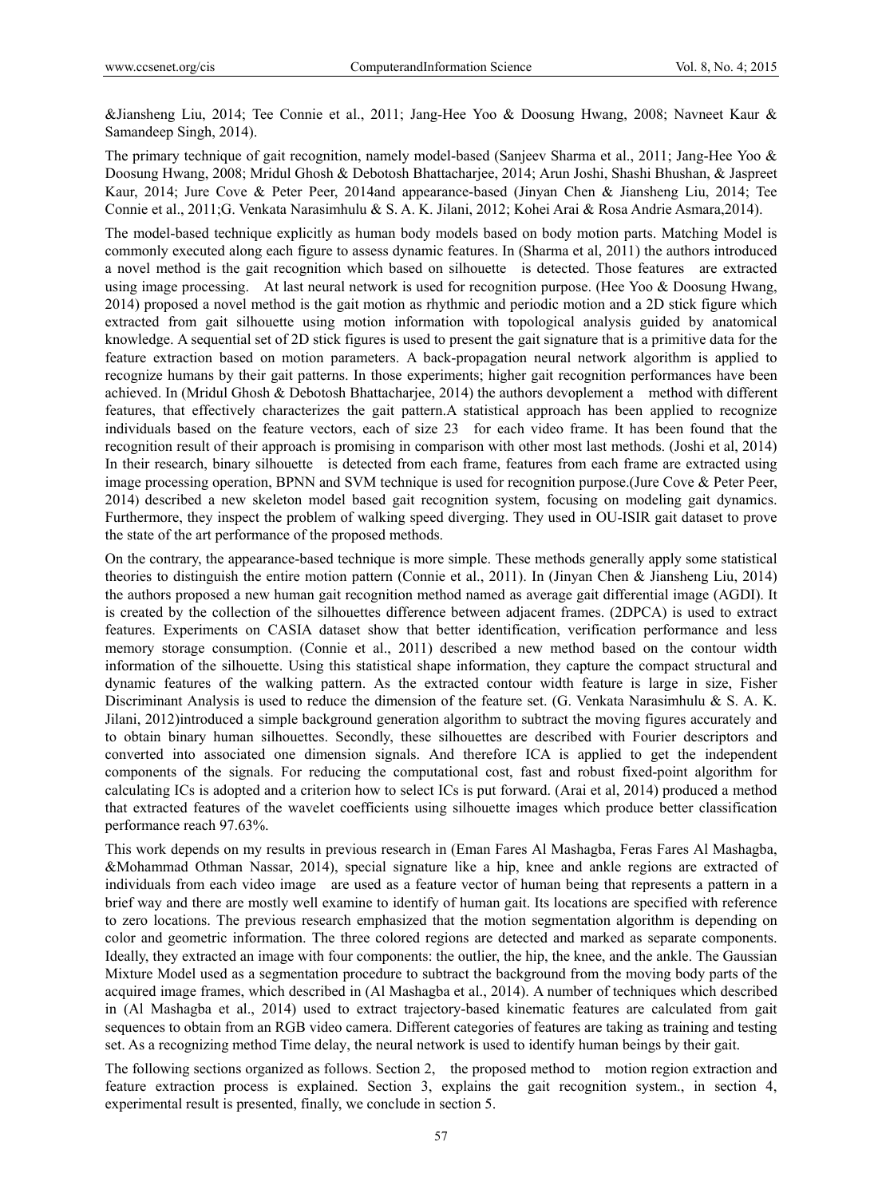&Jiansheng Liu, 2014; Tee Connie et al., 2011; Jang-Hee Yoo & Doosung Hwang, 2008; Navneet Kaur & Samandeep Singh, 2014).

The primary technique of gait recognition, namely model-based (Sanjeev Sharma et al., 2011; Jang-Hee Yoo & Doosung Hwang, 2008; Mridul Ghosh & Debotosh Bhattacharjee, 2014; Arun Joshi, Shashi Bhushan, & Jaspreet Kaur, 2014; Jure Cove & Peter Peer, 2014and appearance-based (Jinyan Chen & Jiansheng Liu, 2014; Tee Connie et al., 2011;G. Venkata Narasimhulu & S. A. K. Jilani, 2012; Kohei Arai & Rosa Andrie Asmara,2014).

The model-based technique explicitly as human body models based on body motion parts. Matching Model is commonly executed along each figure to assess dynamic features. In (Sharma et al, 2011) the authors introduced a novel method is the gait recognition which based on silhouette is detected. Those features are extracted using image processing. At last neural network is used for recognition purpose. (Hee Yoo & Doosung Hwang, 2014) proposed a novel method is the gait motion as rhythmic and periodic motion and a 2D stick figure which extracted from gait silhouette using motion information with topological analysis guided by anatomical knowledge. A sequential set of 2D stick figures is used to present the gait signature that is a primitive data for the feature extraction based on motion parameters. A back-propagation neural network algorithm is applied to recognize humans by their gait patterns. In those experiments; higher gait recognition performances have been achieved. In (Mridul Ghosh & Debotosh Bhattacharjee, 2014) the authors devoplement a method with different features, that effectively characterizes the gait pattern.A statistical approach has been applied to recognize individuals based on the feature vectors, each of size 23 for each video frame. It has been found that the recognition result of their approach is promising in comparison with other most last methods. (Joshi et al, 2014) In their research, binary silhouette is detected from each frame, features from each frame are extracted using image processing operation, BPNN and SVM technique is used for recognition purpose.(Jure Cove & Peter Peer, 2014) described a new skeleton model based gait recognition system, focusing on modeling gait dynamics. Furthermore, they inspect the problem of walking speed diverging. They used in OU-ISIR gait dataset to prove the state of the art performance of the proposed methods.

On the contrary, the appearance-based technique is more simple. These methods generally apply some statistical theories to distinguish the entire motion pattern (Connie et al., 2011). In (Jinyan Chen & Jiansheng Liu, 2014) the authors proposed a new human gait recognition method named as average gait differential image (AGDI). It is created by the collection of the silhouettes difference between adjacent frames. (2DPCA) is used to extract features. Experiments on CASIA dataset show that better identification, verification performance and less memory storage consumption. (Connie et al., 2011) described a new method based on the contour width information of the silhouette. Using this statistical shape information, they capture the compact structural and dynamic features of the walking pattern. As the extracted contour width feature is large in size, Fisher Discriminant Analysis is used to reduce the dimension of the feature set. (G. Venkata Narasimhulu & S. A. K. Jilani, 2012)introduced a simple background generation algorithm to subtract the moving figures accurately and to obtain binary human silhouettes. Secondly, these silhouettes are described with Fourier descriptors and converted into associated one dimension signals. And therefore ICA is applied to get the independent components of the signals. For reducing the computational cost, fast and robust fixed-point algorithm for calculating ICs is adopted and a criterion how to select ICs is put forward. (Arai et al, 2014) produced a method that extracted features of the wavelet coefficients using silhouette images which produce better classification performance reach 97.63%.

This work depends on my results in previous research in (Eman Fares Al Mashagba, Feras Fares Al Mashagba, &Mohammad Othman Nassar, 2014), special signature like a hip, knee and ankle regions are extracted of individuals from each video image are used as a feature vector of human being that represents a pattern in a brief way and there are mostly well examine to identify of human gait. Its locations are specified with reference to zero locations. The previous research emphasized that the motion segmentation algorithm is depending on color and geometric information. The three colored regions are detected and marked as separate components. Ideally, they extracted an image with four components: the outlier, the hip, the knee, and the ankle. The Gaussian Mixture Model used as a segmentation procedure to subtract the background from the moving body parts of the acquired image frames, which described in (Al Mashagba et al., 2014). A number of techniques which described in (Al Mashagba et al., 2014) used to extract trajectory-based kinematic features are calculated from gait sequences to obtain from an RGB video camera. Different categories of features are taking as training and testing set. As a recognizing method Time delay, the neural network is used to identify human beings by their gait.

The following sections organized as follows. Section 2, the proposed method to motion region extraction and feature extraction process is explained. Section 3, explains the gait recognition system., in section 4, experimental result is presented, finally, we conclude in section 5.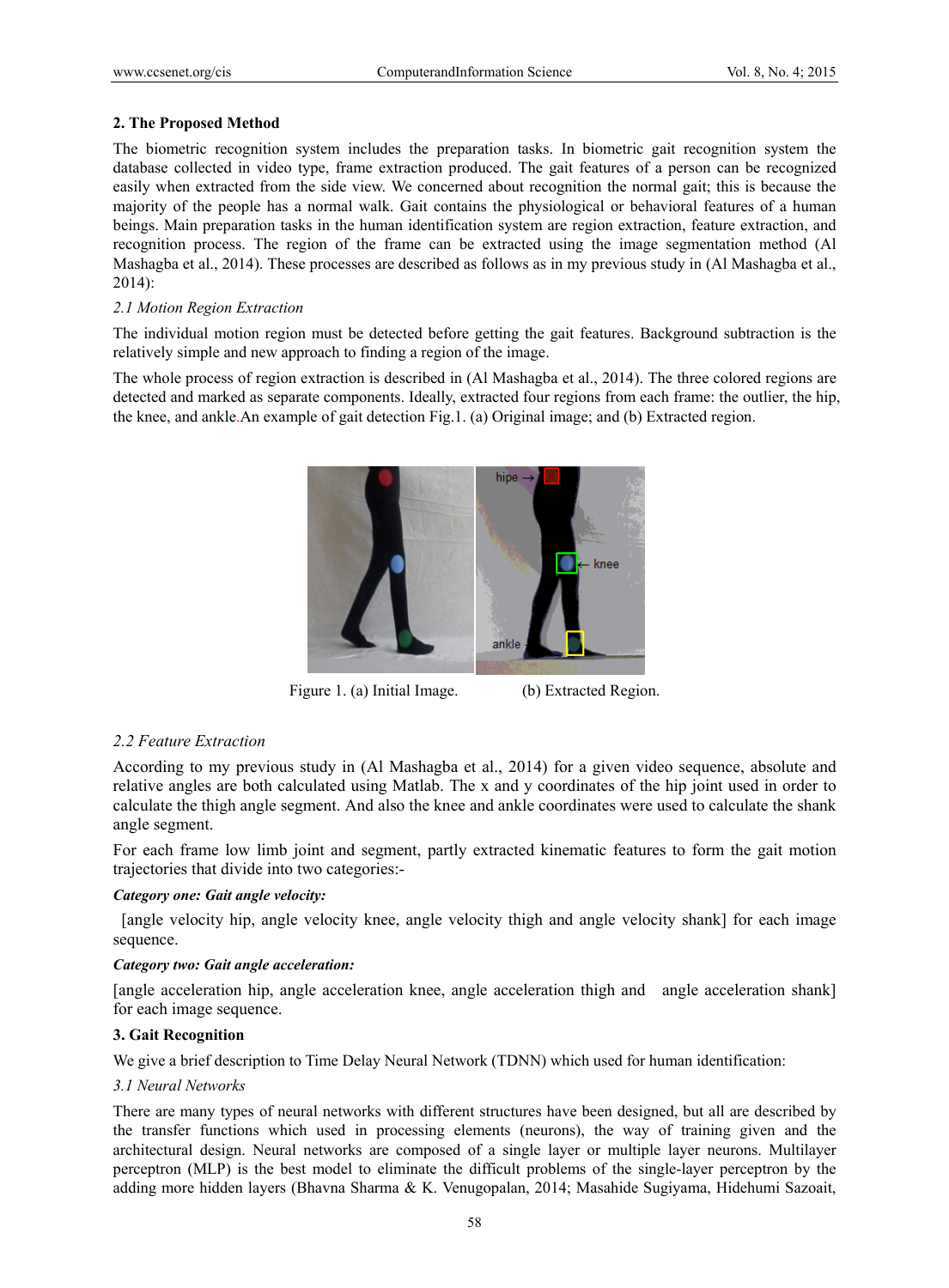## 2. The Proposed Method

The biometric recognition system includes the preparation tasks. In biometric gait recognition system the database collected in video type, frame extraction produced. The gait features of a person can be recognized easily when extracted from the side view. We concerned about recognition the normal gait; this is because the majority of the people has a normal walk. Gait contains the physiological or behavioral features of a human beings. Main preparation tasks in the human identification system are region extraction, feature extraction, and recognition process. The region of the frame can be extracted using the image segmentation method (Al Mashagba et al., 2014). These processes are described as follows as in my previous study in (Al Mashagba et al., 2014):

### *2.1 Motion Region Extraction*

The individual motion region must be detected before getting the gait features. Background subtraction is the relatively simple and new approach to finding a region of the image.

The whole process of region extraction is described in (Al Mashagba et al., 2014). The three colored regions are detected and marked as separate components. Ideally, extracted four regions from each frame: the outlier, the hip, the knee, and ankle.An example of gait detection Fig.1. (a) Original image; and (b) Extracted region.

Figure 1. (a) Initial Image. (b) Extracted Region.

### *2.2 Feature Extraction*

According to my previous study in (Al Mashagba et al., 2014) for a given video sequence, absolute and relative angles are both calculated using Matlab. The x and y coordinates of the hip joint used in order to calculate the thigh angle segment. And also the knee and ankle coordinates were used to calculate the shank angle segment.

For each frame low limb joint and segment, partly extracted kinematic features to form the gait motion trajectories that divide into two categories:-

***Category one: Gait angle velocity:***

[angle velocity hip, angle velocity knee, angle velocity thigh and angle velocity shank] for each image sequence.

***Category two: Gait angle acceleration:***

[angle acceleration hip, angle acceleration knee, angle acceleration thigh and angle acceleration shank] for each image sequence.

## 3. Gait Recognition

We give a brief description to Time Delay Neural Network (TDNN) which used for human identification:

### *3.1 Neural Networks*

There are many types of neural networks with different structures have been designed, but all are described by the transfer functions which used in processing elements (neurons), the way of training given and the architectural design. Neural networks are composed of a single layer or multiple layer neurons. Multilayer perceptron (MLP) is the best model to eliminate the difficult problems of the single-layer perceptron by the adding more hidden layers (Bhavna Sharma & K. Venugopalan, 2014; Masahide Sugiyama, Hidehumi Sazoait,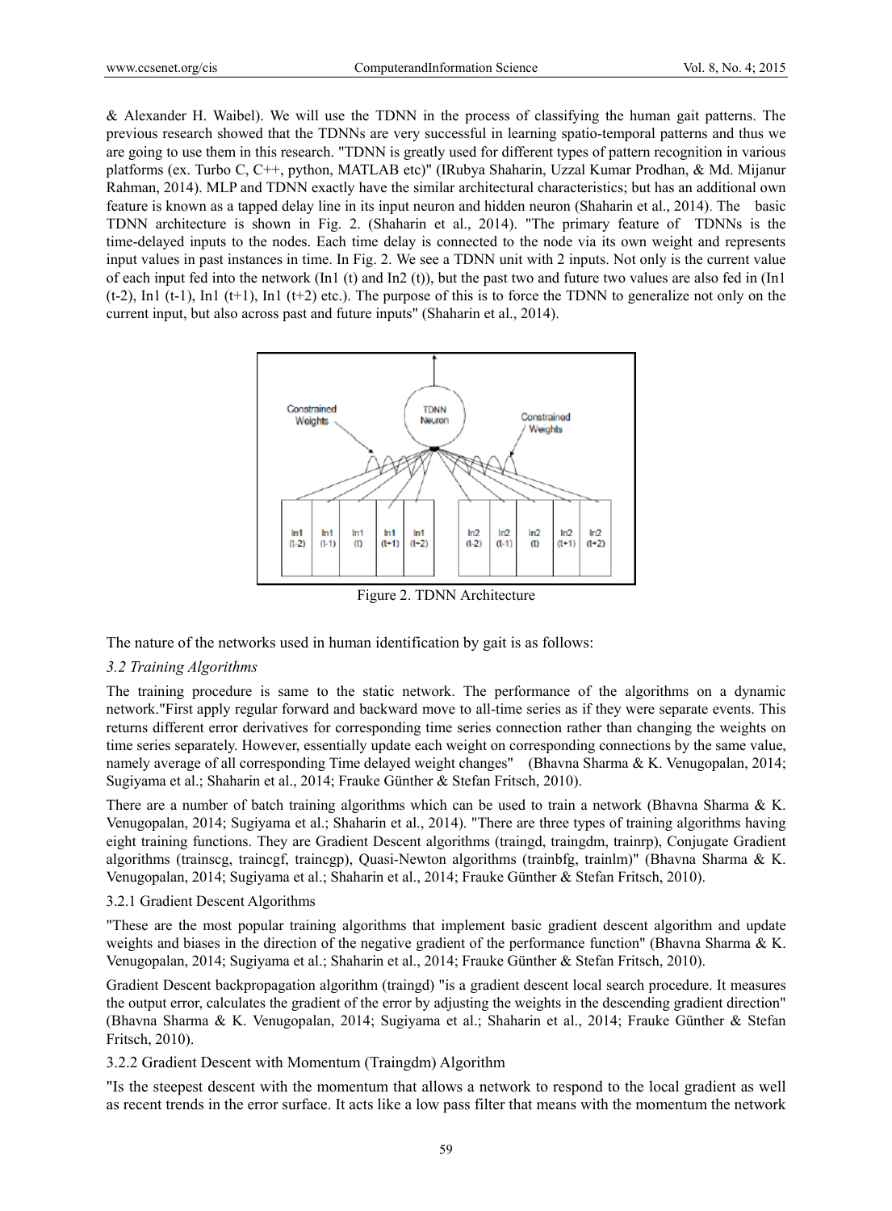& Alexander H. Waibel). We will use the TDNN in the process of classifying the human gait patterns. The previous research showed that the TDNNs are very successful in learning spatio-temporal patterns and thus we are going to use them in this research. "TDNN is greatly used for different types of pattern recognition in various platforms (ex. Turbo C, C++, python, MATLAB etc)" (IRubya Shaharin, Uzzal Kumar Prodhan, & Md. Mijanur Rahman, 2014). MLP and TDNN exactly have the similar architectural characteristics; but has an additional own feature is known as a tapped delay line in its input neuron and hidden neuron (Shaharin et al., 2014). The basic TDNN architecture is shown in Fig. 2. (Shaharin et al., 2014). "The primary feature of TDNNs is the time-delayed inputs to the nodes. Each time delay is connected to the node via its own weight and represents input values in past instances in time. In Fig. 2. We see a TDNN unit with 2 inputs. Not only is the current value of each input fed into the network (In1 (t) and In2 (t)), but the past two and future two values are also fed in (In1 (t-2), In1 (t-1), In1 (t+1), In1 (t+2) etc.). The purpose of this is to force the TDNN to generalize not only on the current input, but also across past and future inputs" (Shaharin et al., 2014).

Figure 2. TDNN Architecture

The nature of the networks used in human identification by gait is as follows:

### *3.2 Training Algorithms*

The training procedure is same to the static network. The performance of the algorithms on a dynamic network."First apply regular forward and backward move to all-time series as if they were separate events. This returns different error derivatives for corresponding time series connection rather than changing the weights on time series separately. However, essentially update each weight on corresponding connections by the same value, namely average of all corresponding Time delayed weight changes" (Bhavna Sharma & K. Venugopalan, 2014; Sugiyama et al.; Shaharin et al., 2014; Frauke Günther & Stefan Fritsch, 2010).

There are a number of batch training algorithms which can be used to train a network (Bhavna Sharma & K. Venugopalan, 2014; Sugiyama et al.; Shaharin et al., 2014). "There are three types of training algorithms having eight training functions. They are Gradient Descent algorithms (traingd, traingdm, trainrp), Conjugate Gradient algorithms (trainscg, traincgf, traincgp), Quasi-Newton algorithms (trainbfg, trainlm)" (Bhavna Sharma & K. Venugopalan, 2014; Sugiyama et al.; Shaharin et al., 2014; Frauke Günther & Stefan Fritsch, 2010).

#### 3.2.1 Gradient Descent Algorithms

"These are the most popular training algorithms that implement basic gradient descent algorithm and update weights and biases in the direction of the negative gradient of the performance function" (Bhavna Sharma & K. Venugopalan, 2014; Sugiyama et al.; Shaharin et al., 2014; Frauke Günther & Stefan Fritsch, 2010).

Gradient Descent backpropagation algorithm (traingd) "is a gradient descent local search procedure. It measures the output error, calculates the gradient of the error by adjusting the weights in the descending gradient direction" (Bhavna Sharma & K. Venugopalan, 2014; Sugiyama et al.; Shaharin et al., 2014; Frauke Günther & Stefan Fritsch, 2010).

#### 3.2.2 Gradient Descent with Momentum (Traingdm) Algorithm

"Is the steepest descent with the momentum that allows a network to respond to the local gradient as well as recent trends in the error surface. It acts like a low pass filter that means with the momentum the network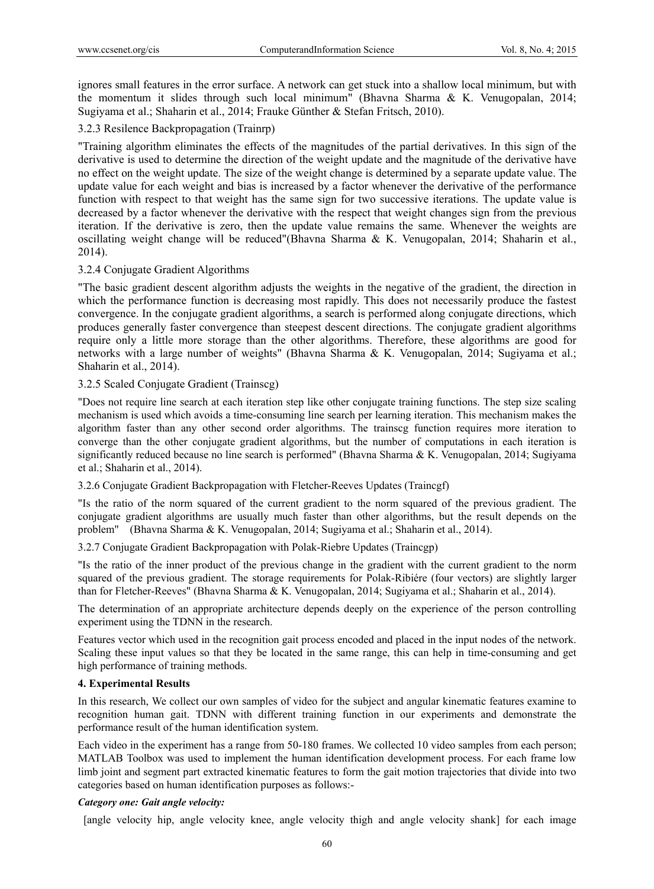ignores small features in the error surface. A network can get stuck into a shallow local minimum, but with the momentum it slides through such local minimum" (Bhavna Sharma & K. Venugopalan, 2014; Sugiyama et al.; Shaharin et al., 2014; Frauke Günther & Stefan Fritsch, 2010).

3.2.3 Resilence Backpropagation (Trainrp)

"Training algorithm eliminates the effects of the magnitudes of the partial derivatives. In this sign of the derivative is used to determine the direction of the weight update and the magnitude of the derivative have no effect on the weight update. The size of the weight change is determined by a separate update value. The update value for each weight and bias is increased by a factor whenever the derivative of the performance function with respect to that weight has the same sign for two successive iterations. The update value is decreased by a factor whenever the derivative with the respect that weight changes sign from the previous iteration. If the derivative is zero, then the update value remains the same. Whenever the weights are oscillating weight change will be reduced"(Bhavna Sharma & K. Venugopalan, 2014; Shaharin et al., 2014).

3.2.4 Conjugate Gradient Algorithms

"The basic gradient descent algorithm adjusts the weights in the negative of the gradient, the direction in which the performance function is decreasing most rapidly. This does not necessarily produce the fastest convergence. In the conjugate gradient algorithms, a search is performed along conjugate directions, which produces generally faster convergence than steepest descent directions. The conjugate gradient algorithms require only a little more storage than the other algorithms. Therefore, these algorithms are good for networks with a large number of weights" (Bhavna Sharma & K. Venugopalan, 2014; Sugiyama et al.; Shaharin et al., 2014).

3.2.5 Scaled Conjugate Gradient (Trainscg)

"Does not require line search at each iteration step like other conjugate training functions. The step size scaling mechanism is used which avoids a time-consuming line search per learning iteration. This mechanism makes the algorithm faster than any other second order algorithms. The trainscg function requires more iteration to converge than the other conjugate gradient algorithms, but the number of computations in each iteration is significantly reduced because no line search is performed" (Bhavna Sharma & K. Venugopalan, 2014; Sugiyama et al.; Shaharin et al., 2014).

3.2.6 Conjugate Gradient Backpropagation with Fletcher-Reeves Updates (Traincgf)

"Is the ratio of the norm squared of the current gradient to the norm squared of the previous gradient. The conjugate gradient algorithms are usually much faster than other algorithms, but the result depends on the problem" (Bhavna Sharma & K. Venugopalan, 2014; Sugiyama et al.; Shaharin et al., 2014).

3.2.7 Conjugate Gradient Backpropagation with Polak-Riebre Updates (Traincgp)

"Is the ratio of the inner product of the previous change in the gradient with the current gradient to the norm squared of the previous gradient. The storage requirements for Polak-Ribiére (four vectors) are slightly larger than for Fletcher-Reeves" (Bhavna Sharma & K. Venugopalan, 2014; Sugiyama et al.; Shaharin et al., 2014).

The determination of an appropriate architecture depends deeply on the experience of the person controlling experiment using the TDNN in the research.

Features vector which used in the recognition gait process encoded and placed in the input nodes of the network. Scaling these input values so that they be located in the same range, this can help in time-consuming and get high performance of training methods.

## 4. Experimental Results

In this research, We collect our own samples of video for the subject and angular kinematic features examine to recognition human gait. TDNN with different training function in our experiments and demonstrate the performance result of the human identification system.

Each video in the experiment has a range from 50-180 frames. We collected 10 video samples from each person; MATLAB Toolbox was used to implement the human identification development process. For each frame low limb joint and segment part extracted kinematic features to form the gait motion trajectories that divide into two categories based on human identification purposes as follows:-

***Category one: Gait angle velocity:***

[angle velocity hip, angle velocity knee, angle velocity thigh and angle velocity shank] for each image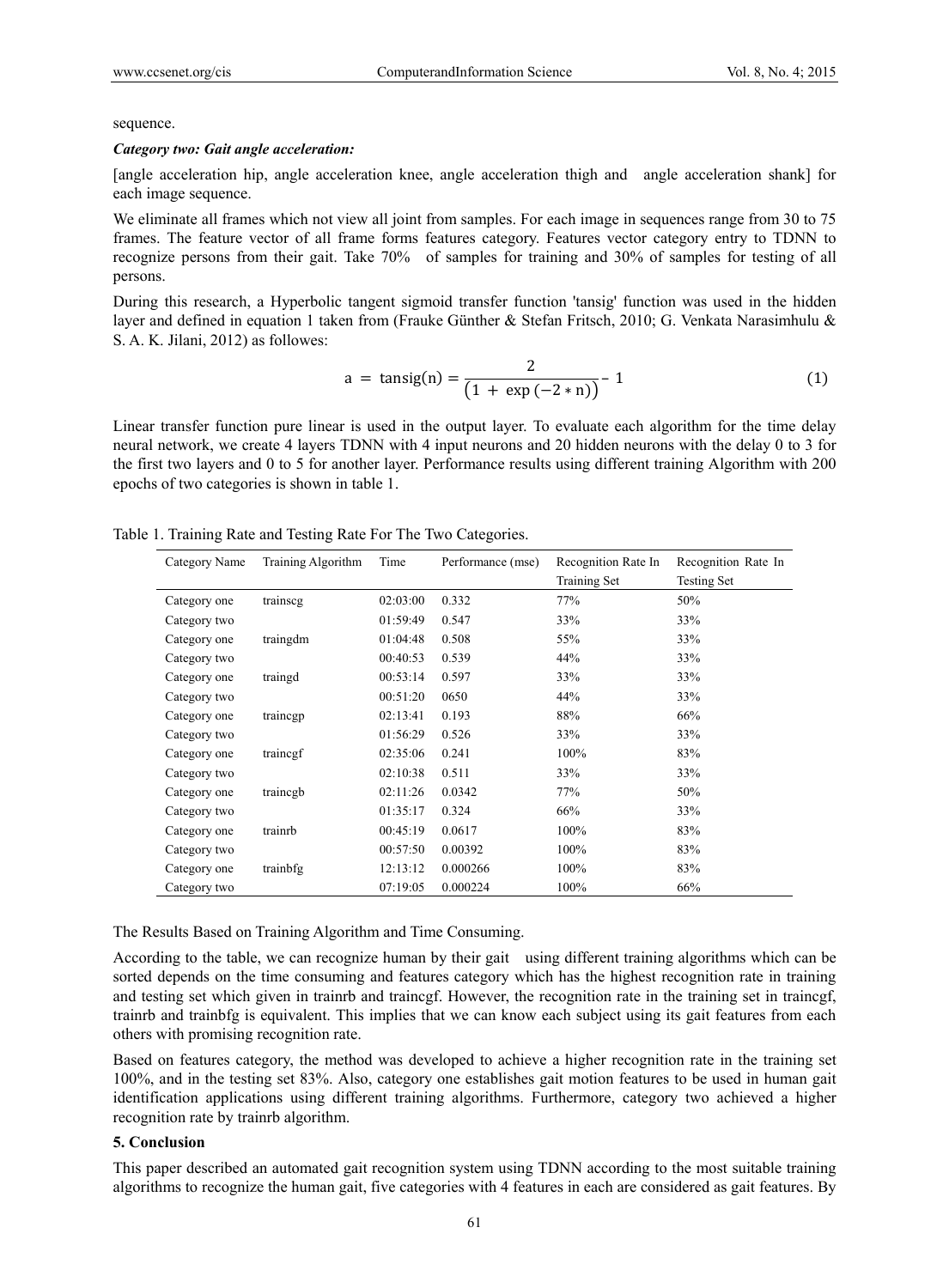sequence.

***Category two: Gait angle acceleration:***

[angle acceleration hip, angle acceleration knee, angle acceleration thigh and angle acceleration shank] for each image sequence.

We eliminate all frames which not view all joint from samples. For each image in sequences range from 30 to 75 frames. The feature vector of all frame forms features category. Features vector category entry to TDNN to recognize persons from their gait. Take 70% of samples for training and 30% of samples for testing of all persons.

During this research, a Hyperbolic tangent sigmoid transfer function 'tansig' function was used in the hidden layer and defined in equation 1 taken from (Frauke Günther & Stefan Fritsch, 2010; G. Venkata Narasimhulu & S. A. K. Jilani, 2012) as followes:

$$a = \text{tansig}(n) = \frac{2}{\left(1 + \exp(-2 * n)\right)} - 1 \quad (1)$$

Linear transfer function pure linear is used in the output layer. To evaluate each algorithm for the time delay neural network, we create 4 layers TDNN with 4 input neurons and 20 hidden neurons with the delay 0 to 3 for the first two layers and 0 to 5 for another layer. Performance results using different training Algorithm with 200 epochs of two categories is shown in table 1.

Table 1. Training Rate and Testing Rate For The Two Categories.

| Category Name | Training Algorithm | Time | Performance (mse) | Recognition Rate In Training Set | Recognition Rate In Testing Set |
|---|---|---|---|---|---|
| Category one | trainscg | 02:03:00 | 0.332 | 77% | 50% |
| Category two | | 01:59:49 | 0.547 | 33% | 33% |
| Category one | traingdm | 01:04:48 | 0.508 | 55% | 33% |
| Category two | | 00:40:53 | 0.539 | 44% | 33% |
| Category one | traingd | 00:53:14 | 0.597 | 33% | 33% |
| Category two | | 00:51:20 | 0650 | 44% | 33% |
| Category one | traincgp | 02:13:41 | 0.193 | 88% | 66% |
| Category two | | 01:56:29 | 0.526 | 33% | 33% |
| Category one | traincgf | 02:35:06 | 0.241 | 100% | 83% |
| Category two | | 02:10:38 | 0.511 | 33% | 33% |
| Category one | traincgb | 02:11:26 | 0.0342 | 77% | 50% |
| Category two | | 01:35:17 | 0.324 | 66% | 33% |
| Category one | trainrb | 00:45:19 | 0.0617 | 100% | 83% |
| Category two | | 00:57:50 | 0.00392 | 100% | 83% |
| Category one | trainbfg | 12:13:12 | 0.000266 | 100% | 83% |
| Category two | | 07:19:05 | 0.000224 | 100% | 66% |

The Results Based on Training Algorithm and Time Consuming.

According to the table, we can recognize human by their gait using different training algorithms which can be sorted depends on the time consuming and features category which has the highest recognition rate in training and testing set which given in trainrb and traincgf. However, the recognition rate in the training set in traincgf, trainrb and trainbfg is equivalent. This implies that we can know each subject using its gait features from each others with promising recognition rate.

Based on features category, the method was developed to achieve a higher recognition rate in the training set 100%, and in the testing set 83%. Also, category one establishes gait motion features to be used in human gait identification applications using different training algorithms. Furthermore, category two achieved a higher recognition rate by trainrb algorithm.

## 5. Conclusion

This paper described an automated gait recognition system using TDNN according to the most suitable training algorithms to recognize the human gait, five categories with 4 features in each are considered as gait features. By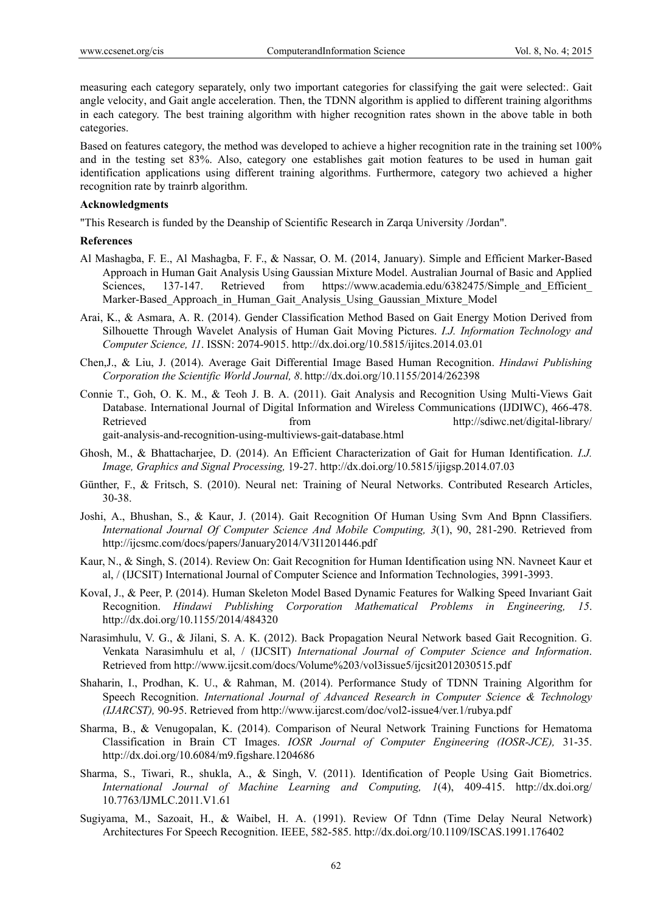measuring each category separately, only two important categories for classifying the gait were selected:. Gait angle velocity, and Gait angle acceleration. Then, the TDNN algorithm is applied to different training algorithms in each category. The best training algorithm with higher recognition rates shown in the above table in both categories.

Based on features category, the method was developed to achieve a higher recognition rate in the training set 100% and in the testing set 83%. Also, category one establishes gait motion features to be used in human gait identification applications using different training algorithms. Furthermore, category two achieved a higher recognition rate by trainrb algorithm.

**Acknowledgments**

"This Research is funded by the Deanship of Scientific Research in Zarqa University /Jordan".

**References**

Al Mashagba, F. E., Al Mashagba, F. F., & Nassar, O. M. (2014, January). Simple and Efficient Marker-Based Approach in Human Gait Analysis Using Gaussian Mixture Model. Australian Journal of Basic and Applied Sciences, 137-147. Retrieved from https://www.academia.edu/6382475/Simple_and_Efficient_Marker-Based_Approach_in_Human_Gait_Analysis_Using_Gaussian_Mixture_Model

Arai, K., & Asmara, A. R. (2014). Gender Classification Method Based on Gait Energy Motion Derived from Silhouette Through Wavelet Analysis of Human Gait Moving Pictures. *I.J. Information Technology and Computer Science, 11*. ISSN: 2074-9015. http://dx.doi.org/10.5815/ijitcs.2014.03.01

Chen,J., & Liu, J. (2014). Average Gait Differential Image Based Human Recognition. *Hindawi Publishing Corporation the Scientific World Journal, 8*. http://dx.doi.org/10.1155/2014/262398

Connie T., Goh, O. K. M., & Teoh J. B. A. (2011). Gait Analysis and Recognition Using Multi-Views Gait Database. International Journal of Digital Information and Wireless Communications (IJDIWC), 466-478. Retrieved from http://sdiwc.net/digital-library/gait-analysis-and-recognition-using-multiviews-gait-database.html

Ghosh, M., & Bhattacharjee, D. (2014). An Efficient Characterization of Gait for Human Identification. *I.J. Image, Graphics and Signal Processing,* 19-27. http://dx.doi.org/10.5815/ijigsp.2014.07.03

Günther, F., & Fritsch, S. (2010). Neural net: Training of Neural Networks. Contributed Research Articles, 30-38.

Joshi, A., Bhushan, S., & Kaur, J. (2014). Gait Recognition Of Human Using Svm And Bpnn Classifiers. *International Journal Of Computer Science And Mobile Computing, 3*(1), 90, 281-290. Retrieved from http://ijcsmc.com/docs/papers/January2014/V3I1201446.pdf

Kaur, N., & Singh, S. (2014). Review On: Gait Recognition for Human Identification using NN. Navneet Kaur et al, / (IJCSIT) International Journal of Computer Science and Information Technologies, 3991-3993.

KovaI, J., & Peer, P. (2014). Human Skeleton Model Based Dynamic Features for Walking Speed Invariant Gait Recognition. *Hindawi Publishing Corporation Mathematical Problems in Engineering, 15*. http://dx.doi.org/10.1155/2014/484320

Narasimhulu, V. G., & Jilani, S. A. K. (2012). Back Propagation Neural Network based Gait Recognition. G. Venkata Narasimhulu et al, / (IJCSIT) *International Journal of Computer Science and Information*. Retrieved from http://www.ijcsit.com/docs/Volume%203/vol3issue5/ijcsit2012030515.pdf

Shaharin, I., Prodhan, K. U., & Rahman, M. (2014). Performance Study of TDNN Training Algorithm for Speech Recognition. *International Journal of Advanced Research in Computer Science & Technology (IJARCST),* 90-95. Retrieved from http://www.ijarcst.com/doc/vol2-issue4/ver.1/rubya.pdf

Sharma, B., & Venugopalan, K. (2014). Comparison of Neural Network Training Functions for Hematoma Classification in Brain CT Images. *IOSR Journal of Computer Engineering (IOSR-JCE),* 31-35. http://dx.doi.org/10.6084/m9.figshare.1204686

Sharma, S., Tiwari, R., shukla, A., & Singh, V. (2011). Identification of People Using Gait Biometrics. *International Journal of Machine Learning and Computing, 1*(4), 409-415. http://dx.doi.org/10.7763/IJMLC.2011.V1.61

Sugiyama, M., Sazoait, H., & Waibel, H. A. (1991). Review Of Tdnn (Time Delay Neural Network) Architectures For Speech Recognition. IEEE, 582-585. http://dx.doi.org/10.1109/ISCAS.1991.176402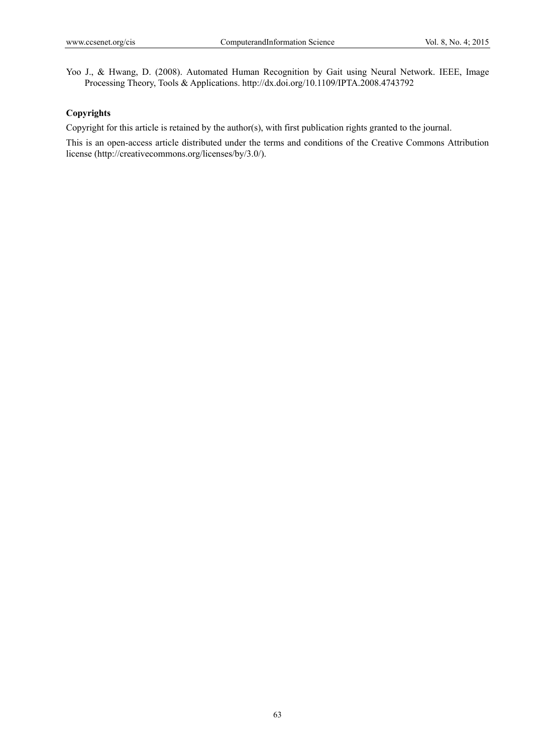Yoo J., & Hwang, D. (2008). Automated Human Recognition by Gait using Neural Network. IEEE, Image Processing Theory, Tools & Applications. http://dx.doi.org/10.1109/IPTA.2008.4743792

**Copyrights**

Copyright for this article is retained by the author(s), with first publication rights granted to the journal.

This is an open-access article distributed under the terms and conditions of the Creative Commons Attribution license (http://creativecommons.org/licenses/by/3.0/).